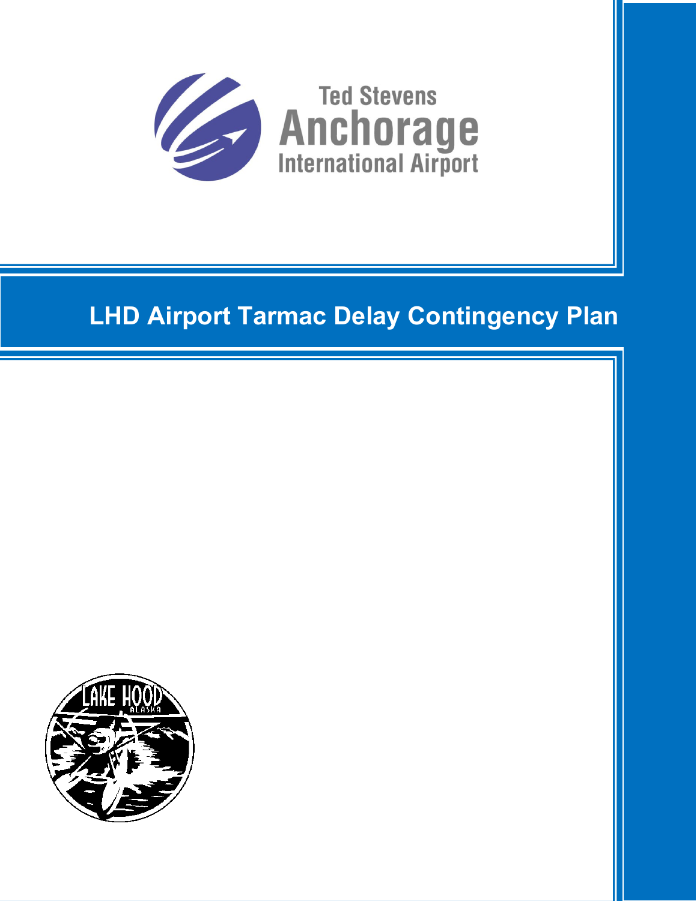Ted Stevens Anchorage International Airport

# LHD Airport Tarmac Delay Contingency Plan

LAKE HOOD ALASKA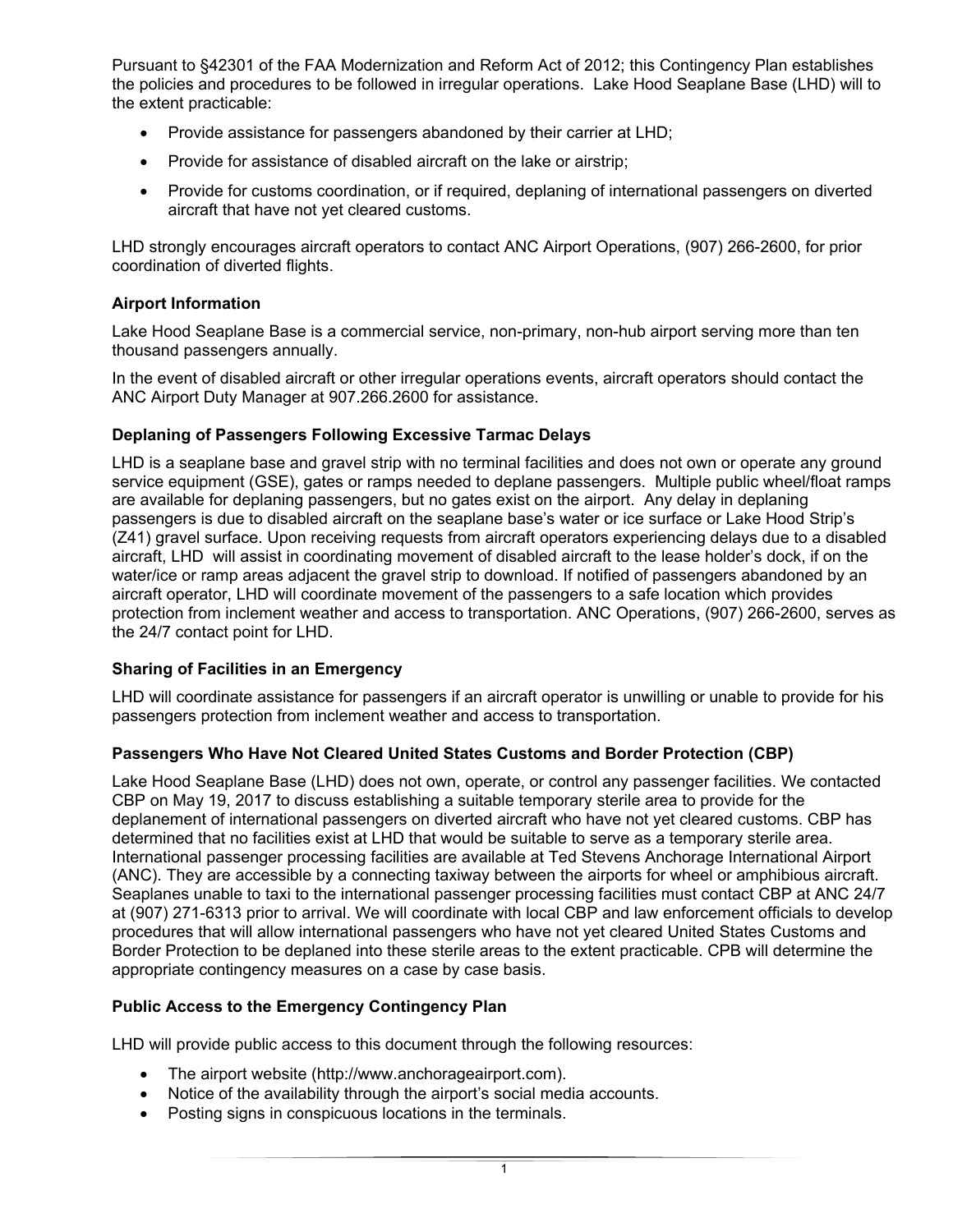Pursuant to §42301 of the FAA Modernization and Reform Act of 2012; this Contingency Plan establishes the policies and procedures to be followed in irregular operations. Lake Hood Seaplane Base (LHD) will to the extent practicable:

- Provide assistance for passengers abandoned by their carrier at LHD;
- Provide for assistance of disabled aircraft on the lake or airstrip;
- Provide for customs coordination, or if required, deplaning of international passengers on diverted aircraft that have not yet cleared customs.

LHD strongly encourages aircraft operators to contact ANC Airport Operations, (907) 266-2600, for prior coordination of diverted flights.

### Airport Information

Lake Hood Seaplane Base is a commercial service, non-primary, non-hub airport serving more than ten thousand passengers annually.

In the event of disabled aircraft or other irregular operations events, aircraft operators should contact the ANC Airport Duty Manager at 907.266.2600 for assistance.

### Deplaning of Passengers Following Excessive Tarmac Delays

LHD is a seaplane base and gravel strip with no terminal facilities and does not own or operate any ground service equipment (GSE), gates or ramps needed to deplane passengers. Multiple public wheel/float ramps are available for deplaning passengers, but no gates exist on the airport. Any delay in deplaning passengers is due to disabled aircraft on the seaplane base's water or ice surface or Lake Hood Strip's (Z41) gravel surface. Upon receiving requests from aircraft operators experiencing delays due to a disabled aircraft, LHD will assist in coordinating movement of disabled aircraft to the lease holder's dock, if on the water/ice or ramp areas adjacent the gravel strip to download. If notified of passengers abandoned by an aircraft operator, LHD will coordinate movement of the passengers to a safe location which provides protection from inclement weather and access to transportation. ANC Operations, (907) 266-2600, serves as the 24/7 contact point for LHD.

### Sharing of Facilities in an Emergency

LHD will coordinate assistance for passengers if an aircraft operator is unwilling or unable to provide for his passengers protection from inclement weather and access to transportation.

### Passengers Who Have Not Cleared United States Customs and Border Protection (CBP)

Lake Hood Seaplane Base (LHD) does not own, operate, or control any passenger facilities. We contacted CBP on May 19, 2017 to discuss establishing a suitable temporary sterile area to provide for the deplanement of international passengers on diverted aircraft who have not yet cleared customs. CBP has determined that no facilities exist at LHD that would be suitable to serve as a temporary sterile area. International passenger processing facilities are available at Ted Stevens Anchorage International Airport (ANC). They are accessible by a connecting taxiway between the airports for wheel or amphibious aircraft. Seaplanes unable to taxi to the international passenger processing facilities must contact CBP at ANC 24/7 at (907) 271-6313 prior to arrival. We will coordinate with local CBP and law enforcement officials to develop procedures that will allow international passengers who have not yet cleared United States Customs and Border Protection to be deplaned into these sterile areas to the extent practicable. CPB will determine the appropriate contingency measures on a case by case basis.

### Public Access to the Emergency Contingency Plan

LHD will provide public access to this document through the following resources:

- The airport website (http://www.anchorageairport.com).
- Notice of the availability through the airport's social media accounts.
- Posting signs in conspicuous locations in the terminals.